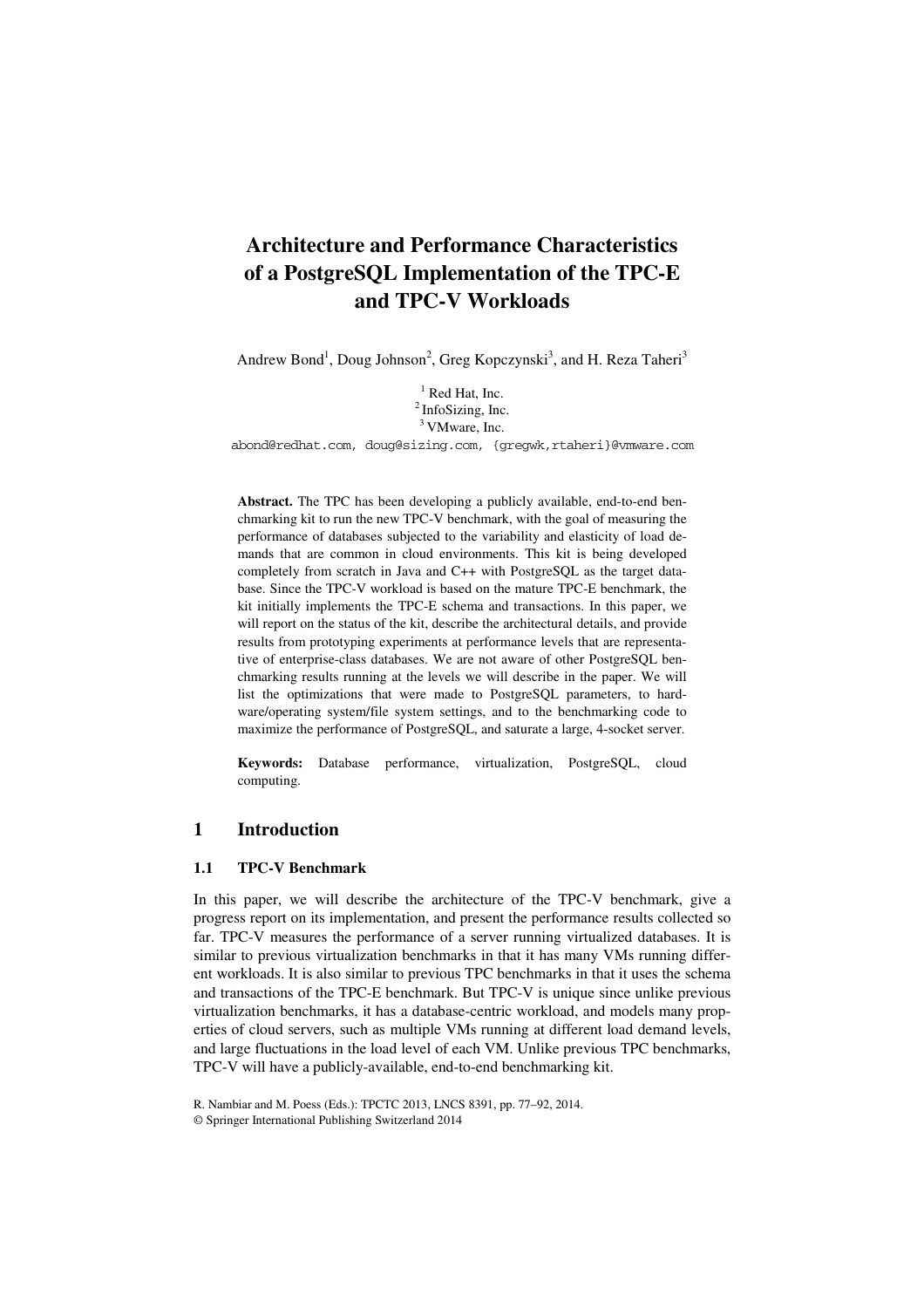# Architecture and Performance Characteristics of a PostgreSQL Implementation of the TPC-E and TPC-V Workloads

Andrew Bond[1], Doug Johnson[2], Greg Kopczynski[3], and H. Reza Taheri[3]

[1] Red Hat, Inc.
[2] InfoSizing, Inc.
[3] VMware, Inc.

abond@redhat.com, doug@sizing.com, {gregwk,rtaheri}@vmware.com

**Abstract.** The TPC has been developing a publicly available, end-to-end benchmarking kit to run the new TPC-V benchmark, with the goal of measuring the performance of databases subjected to the variability and elasticity of load demands that are common in cloud environments. This kit is being developed completely from scratch in Java and C++ with PostgreSQL as the target database. Since the TPC-V workload is based on the mature TPC-E benchmark, the kit initially implements the TPC-E schema and transactions. In this paper, we will report on the status of the kit, describe the architectural details, and provide results from prototyping experiments at performance levels that are representative of enterprise-class databases. We are not aware of other PostgreSQL benchmarking results running at the levels we will describe in the paper. We will list the optimizations that were made to PostgreSQL parameters, to hardware/operating system/file system settings, and to the benchmarking code to maximize the performance of PostgreSQL, and saturate a large, 4-socket server.

**Keywords:** Database performance, virtualization, PostgreSQL, cloud computing.

## 1 Introduction

### 1.1 TPC-V Benchmark

In this paper, we will describe the architecture of the TPC-V benchmark, give a progress report on its implementation, and present the performance results collected so far. TPC-V measures the performance of a server running virtualized databases. It is similar to previous virtualization benchmarks in that it has many VMs running different workloads. It is also similar to previous TPC benchmarks in that it uses the schema and transactions of the TPC-E benchmark. But TPC-V is unique since unlike previous virtualization benchmarks, it has a database-centric workload, and models many properties of cloud servers, such as multiple VMs running at different load demand levels, and large fluctuations in the load level of each VM. Unlike previous TPC benchmarks, TPC-V will have a publicly-available, end-to-end benchmarking kit.

R. Nambiar and M. Poess (Eds.): TPCTC 2013, LNCS 8391, pp. 77–92, 2014.
© Springer International Publishing Switzerland 2014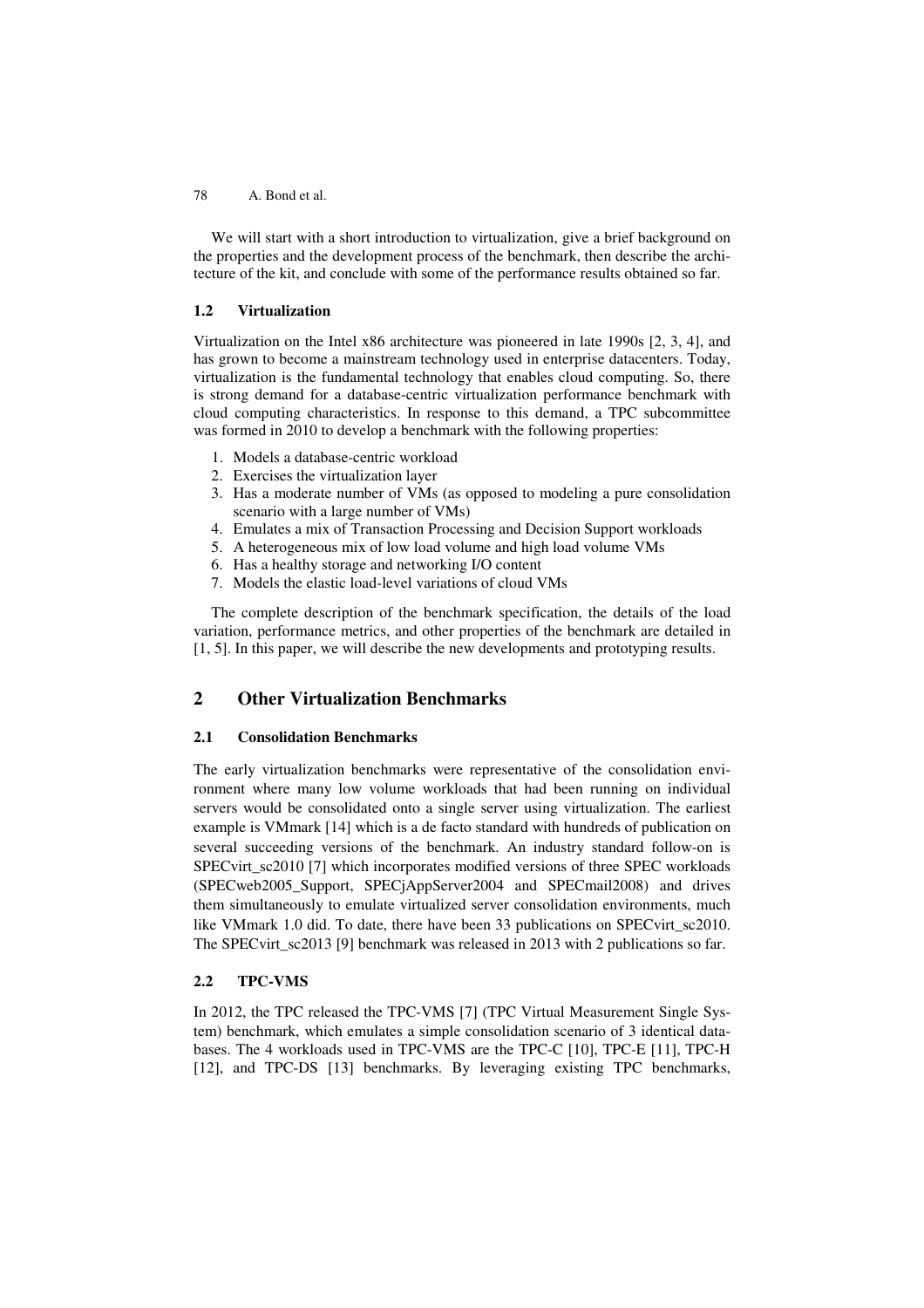We will start with a short introduction to virtualization, give a brief background on the properties and the development process of the benchmark, then describe the architecture of the kit, and conclude with some of the performance results obtained so far.

### 1.2 Virtualization

Virtualization on the Intel x86 architecture was pioneered in late 1990s [2, 3, 4], and has grown to become a mainstream technology used in enterprise datacenters. Today, virtualization is the fundamental technology that enables cloud computing. So, there is strong demand for a database-centric virtualization performance benchmark with cloud computing characteristics. In response to this demand, a TPC subcommittee was formed in 2010 to develop a benchmark with the following properties:

1. Models a database-centric workload
2. Exercises the virtualization layer
3. Has a moderate number of VMs (as opposed to modeling a pure consolidation scenario with a large number of VMs)
4. Emulates a mix of Transaction Processing and Decision Support workloads
5. A heterogeneous mix of low load volume and high load volume VMs
6. Has a healthy storage and networking I/O content
7. Models the elastic load-level variations of cloud VMs

The complete description of the benchmark specification, the details of the load variation, performance metrics, and other properties of the benchmark are detailed in [1, 5]. In this paper, we will describe the new developments and prototyping results.

## 2 Other Virtualization Benchmarks

### 2.1 Consolidation Benchmarks

The early virtualization benchmarks were representative of the consolidation environment where many low volume workloads that had been running on individual servers would be consolidated onto a single server using virtualization. The earliest example is VMmark [14] which is a de facto standard with hundreds of publication on several succeeding versions of the benchmark. An industry standard follow-on is SPECvirt_sc2010 [7] which incorporates modified versions of three SPEC workloads (SPECweb2005_Support, SPECjAppServer2004 and SPECmail2008) and drives them simultaneously to emulate virtualized server consolidation environments, much like VMmark 1.0 did. To date, there have been 33 publications on SPECvirt_sc2010. The SPECvirt_sc2013 [9] benchmark was released in 2013 with 2 publications so far.

### 2.2 TPC-VMS

In 2012, the TPC released the TPC-VMS [7] (TPC Virtual Measurement Single System) benchmark, which emulates a simple consolidation scenario of 3 identical databases. The 4 workloads used in TPC-VMS are the TPC-C [10], TPC-E [11], TPC-H [12], and TPC-DS [13] benchmarks. By leveraging existing TPC benchmarks,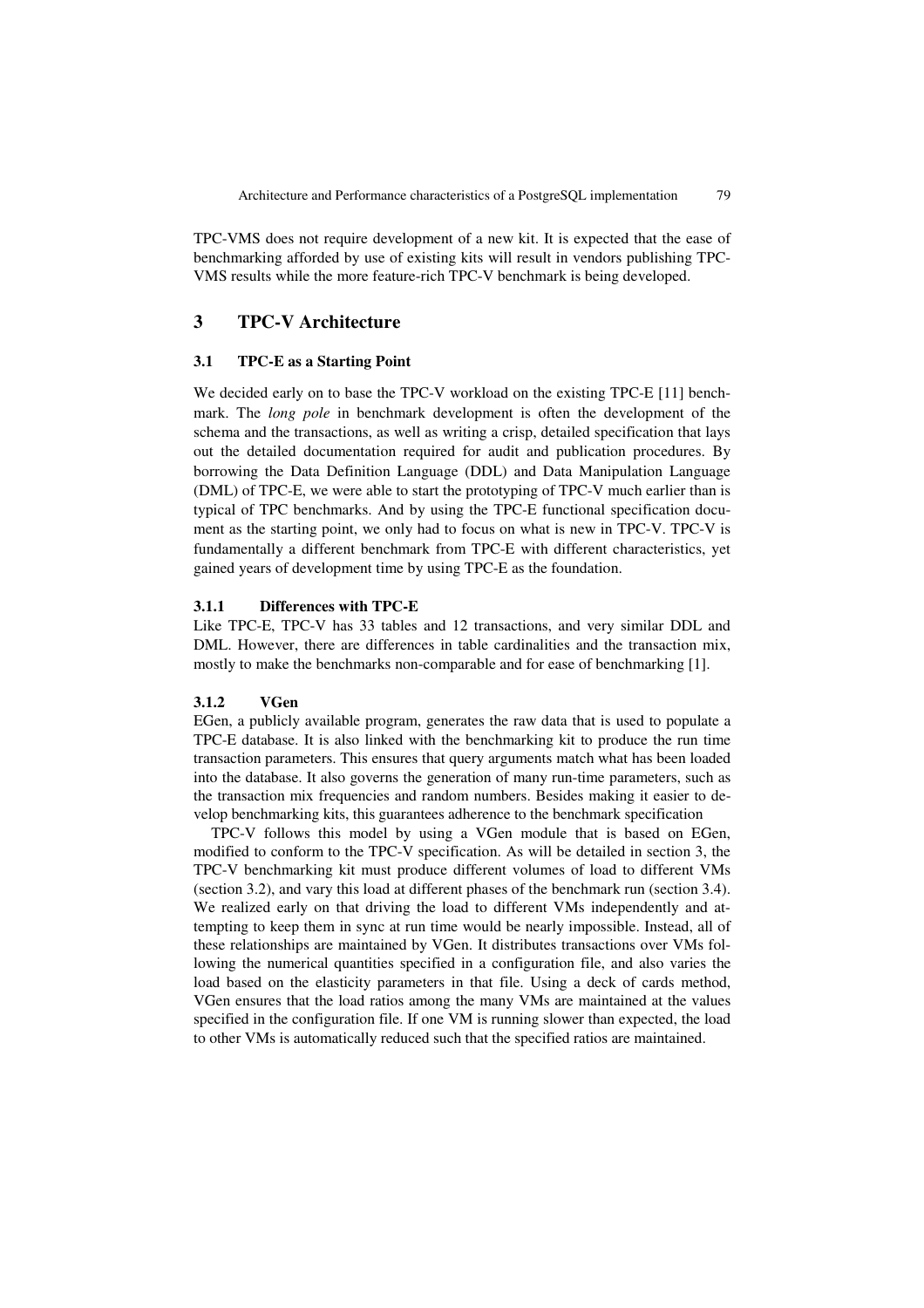TPC-VMS does not require development of a new kit. It is expected that the ease of benchmarking afforded by use of existing kits will result in vendors publishing TPC-VMS results while the more feature-rich TPC-V benchmark is being developed.

# 3 TPC-V Architecture

## 3.1 TPC-E as a Starting Point

We decided early on to base the TPC-V workload on the existing TPC-E [11] benchmark. The *long pole* in benchmark development is often the development of the schema and the transactions, as well as writing a crisp, detailed specification that lays out the detailed documentation required for audit and publication procedures. By borrowing the Data Definition Language (DDL) and Data Manipulation Language (DML) of TPC-E, we were able to start the prototyping of TPC-V much earlier than is typical of TPC benchmarks. And by using the TPC-E functional specification document as the starting point, we only had to focus on what is new in TPC-V. TPC-V is fundamentally a different benchmark from TPC-E with different characteristics, yet gained years of development time by using TPC-E as the foundation.

### 3.1.1 Differences with TPC-E

Like TPC-E, TPC-V has 33 tables and 12 transactions, and very similar DDL and DML. However, there are differences in table cardinalities and the transaction mix, mostly to make the benchmarks non-comparable and for ease of benchmarking [1].

### 3.1.2 VGen

EGen, a publicly available program, generates the raw data that is used to populate a TPC-E database. It is also linked with the benchmarking kit to produce the run time transaction parameters. This ensures that query arguments match what has been loaded into the database. It also governs the generation of many run-time parameters, such as the transaction mix frequencies and random numbers. Besides making it easier to develop benchmarking kits, this guarantees adherence to the benchmark specification

TPC-V follows this model by using a VGen module that is based on EGen, modified to conform to the TPC-V specification. As will be detailed in section 3, the TPC-V benchmarking kit must produce different volumes of load to different VMs (section 3.2), and vary this load at different phases of the benchmark run (section 3.4). We realized early on that driving the load to different VMs independently and attempting to keep them in sync at run time would be nearly impossible. Instead, all of these relationships are maintained by VGen. It distributes transactions over VMs following the numerical quantities specified in a configuration file, and also varies the load based on the elasticity parameters in that file. Using a deck of cards method, VGen ensures that the load ratios among the many VMs are maintained at the values specified in the configuration file. If one VM is running slower than expected, the load to other VMs is automatically reduced such that the specified ratios are maintained.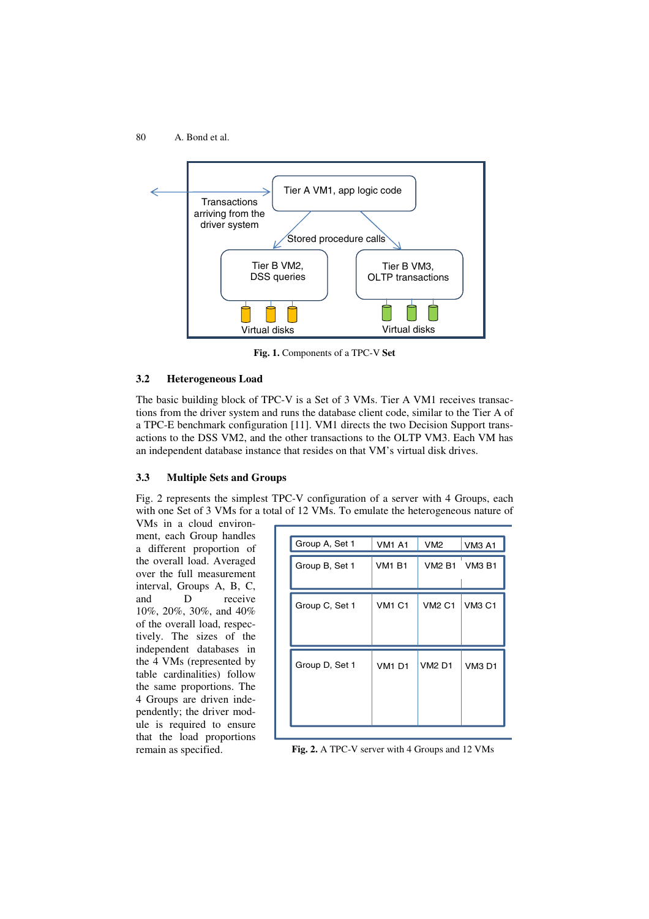Fig. 1. Components of a TPC-V **Set**

### 3.2 Heterogeneous Load

The basic building block of TPC-V is a Set of 3 VMs. Tier A VM1 receives transactions from the driver system and runs the database client code, similar to the Tier A of a TPC-E benchmark configuration [11]. VM1 directs the two Decision Support transactions to the DSS VM2, and the other transactions to the OLTP VM3. Each VM has an independent database instance that resides on that VM's virtual disk drives.

### 3.3 Multiple Sets and Groups

Fig. 2 represents the simplest TPC-V configuration of a server with 4 Groups, each with one Set of 3 VMs for a total of 12 VMs. To emulate the heterogeneous nature of VMs in a cloud environment, each Group handles a different proportion of the overall load. Averaged over the full measurement interval, Groups A, B, C, and D receive 10%, 20%, 30%, and 40% of the overall load, respectively. The sizes of the independent databases in the 4 VMs (represented by table cardinalities) follow the same proportions. The 4 Groups are driven independently; the driver module is required to ensure that the load proportions remain as specified.

Fig. 2. A TPC-V server with 4 Groups and 12 VMs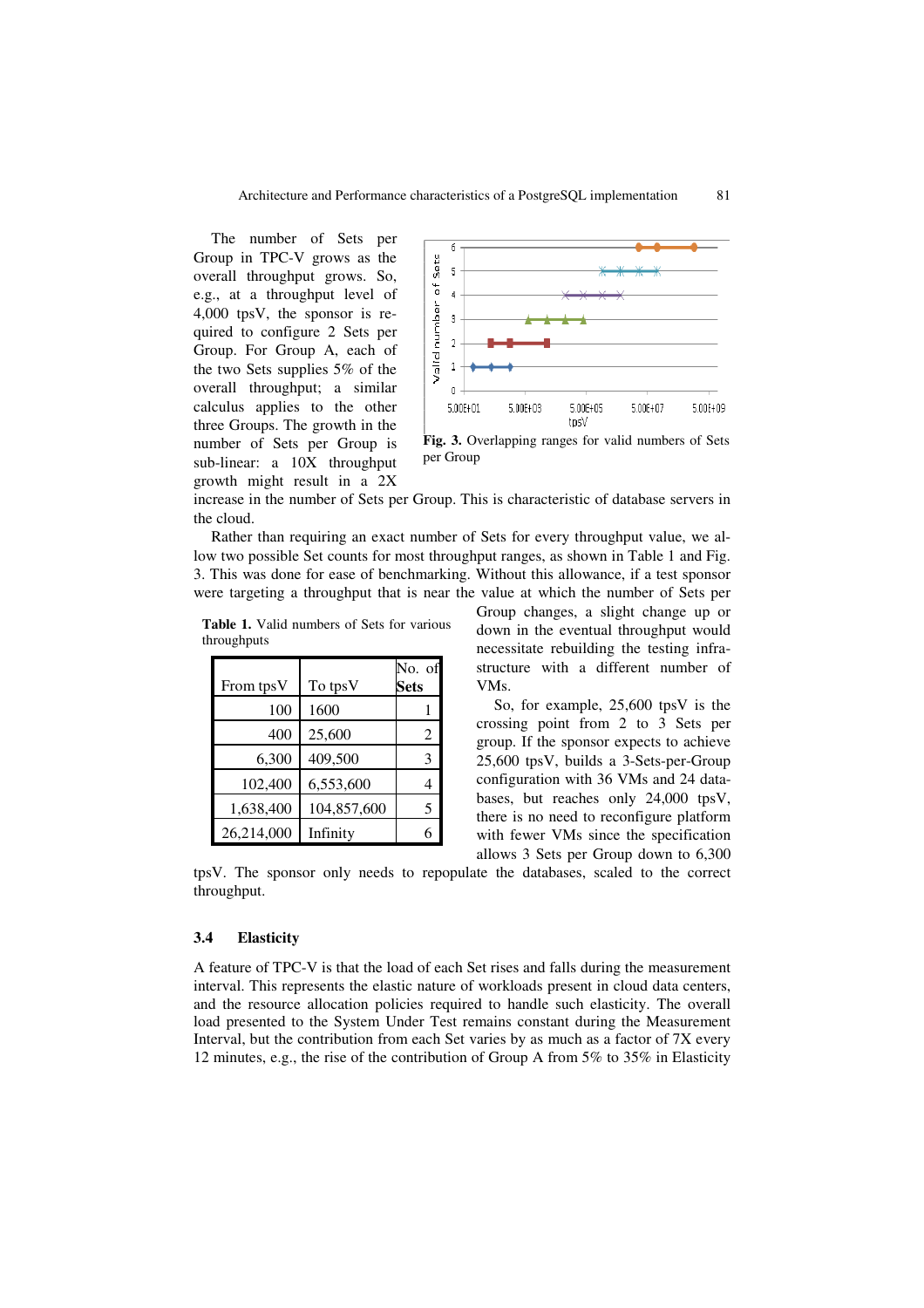The number of Sets per Group in TPC-V grows as the overall throughput grows. So, e.g., at a throughput level of 4,000 tpsV, the sponsor is required to configure 2 Sets per Group. For Group A, each of the two Sets supplies 5% of the overall throughput; a similar calculus applies to the other three Groups. The growth in the number of Sets per Group is sub-linear: a 10X throughput growth might result in a 2X increase in the number of Sets per Group. This is characteristic of database servers in the cloud.

**Fig. 3.** Overlapping ranges for valid numbers of Sets per Group

Rather than requiring an exact number of Sets for every throughput value, we allow two possible Set counts for most throughput ranges, as shown in Table 1 and Fig. 3. This was done for ease of benchmarking. Without this allowance, if a test sponsor were targeting a throughput that is near the value at which the number of Sets per Group changes, a slight change up or down in the eventual throughput would necessitate rebuilding the testing infrastructure with a different number of VMs.

**Table 1.** Valid numbers of Sets for various throughputs

| From tpsV | To tpsV | No. of Sets |
|---|---|---|
| 100 | 1600 | 1 |
| 400 | 25,600 | 2 |
| 6,300 | 409,500 | 3 |
| 102,400 | 6,553,600 | 4 |
| 1,638,400 | 104,857,600 | 5 |
| 26,214,000 | Infinity | 6 |

So, for example, 25,600 tpsV is the crossing point from 2 to 3 Sets per group. If the sponsor expects to achieve 25,600 tpsV, builds a 3-Sets-per-Group configuration with 36 VMs and 24 databases, but reaches only 24,000 tpsV, there is no need to reconfigure platform with fewer VMs since the specification allows 3 Sets per Group down to 6,300 tpsV. The sponsor only needs to repopulate the databases, scaled to the correct throughput.

### 3.4 Elasticity

A feature of TPC-V is that the load of each Set rises and falls during the measurement interval. This represents the elastic nature of workloads present in cloud data centers, and the resource allocation policies required to handle such elasticity. The overall load presented to the System Under Test remains constant during the Measurement Interval, but the contribution from each Set varies by as much as a factor of 7X every 12 minutes, e.g., the rise of the contribution of Group A from 5% to 35% in Elasticity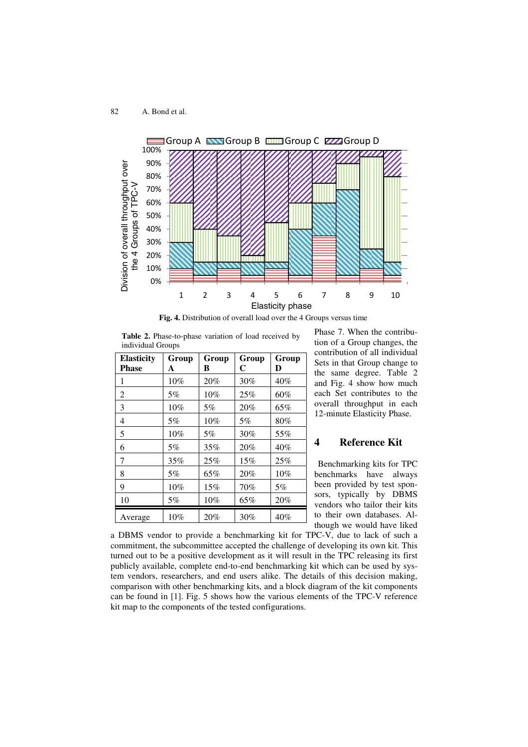Fig. 4. Distribution of overall load over the 4 Groups versus time

Table 2. Phase-to-phase variation of load received by individual Groups

| Elasticity Phase | Group A | Group B | Group C | Group D |
|---|---|---|---|---|
| 1 | 10% | 20% | 30% | 40% |
| 2 | 5% | 10% | 25% | 60% |
| 3 | 10% | 5% | 20% | 65% |
| 4 | 5% | 10% | 5% | 80% |
| 5 | 10% | 5% | 30% | 55% |
| 6 | 5% | 35% | 20% | 40% |
| 7 | 35% | 25% | 15% | 25% |
| 8 | 5% | 65% | 20% | 10% |
| 9 | 10% | 15% | 70% | 5% |
| 10 | 5% | 10% | 65% | 20% |
| Average | 10% | 20% | 30% | 40% |

Phase 7. When the contribution of a Group changes, the contribution of all individual Sets in that Group change to the same degree. Table 2 and Fig. 4 show how much each Set contributes to the overall throughput in each 12-minute Elasticity Phase.

## 4 Reference Kit

Benchmarking kits for TPC benchmarks have always been provided by test sponsors, typically by DBMS vendors who tailor their kits to their own databases. Although we would have liked a DBMS vendor to provide a benchmarking kit for TPC-V, due to lack of such a commitment, the subcommittee accepted the challenge of developing its own kit. This turned out to be a positive development as it will result in the TPC releasing its first publicly available, complete end-to-end benchmarking kit which can be used by system vendors, researchers, and end users alike. The details of this decision making, comparison with other benchmarking kits, and a block diagram of the kit components can be found in [1]. Fig. 5 shows how the various elements of the TPC-V reference kit map to the components of the tested configurations.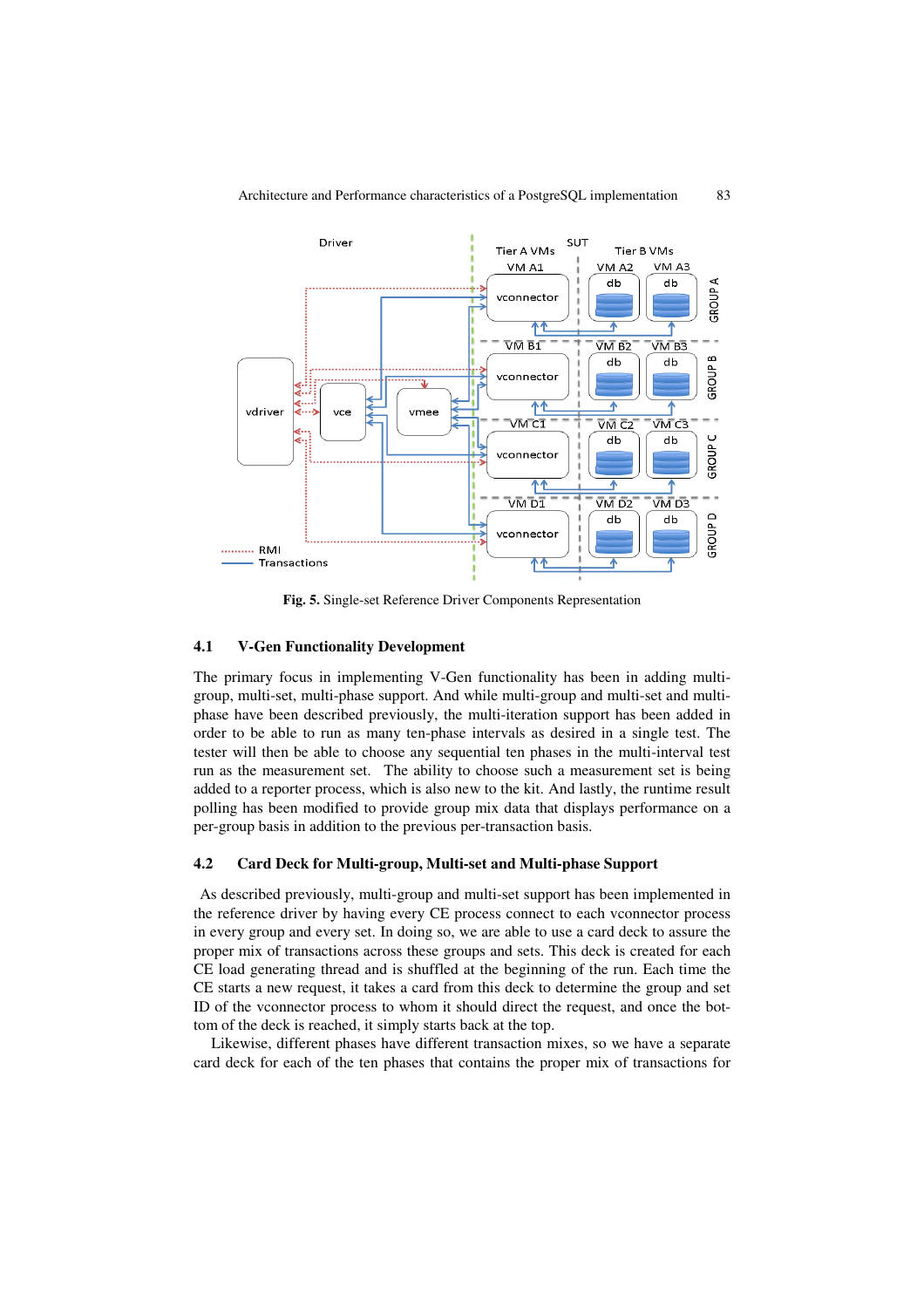Driver

SUT

Tier A VMs

Tier B VMs

VM A1

VM A2

VM A3

vconnector

db

db

GROUP A

VM B1

VM B2

VM B3

vconnector

db

db

GROUP B

vdriver

vce

vmee

VM C1

VM C2

VM C3

vconnector

db

db

GROUP C

VM D1

VM D2

VM D3

vconnector

db

db

GROUP D

RMI

Transactions

**Fig. 5.** Single-set Reference Driver Components Representation

### 4.1 V-Gen Functionality Development

The primary focus in implementing V-Gen functionality has been in adding multi-group, multi-set, multi-phase support. And while multi-group and multi-set and multi-phase have been described previously, the multi-iteration support has been added in order to be able to run as many ten-phase intervals as desired in a single test. The tester will then be able to choose any sequential ten phases in the multi-interval test run as the measurement set. The ability to choose such a measurement set is being added to a reporter process, which is also new to the kit. And lastly, the runtime result polling has been modified to provide group mix data that displays performance on a per-group basis in addition to the previous per-transaction basis.

### 4.2 Card Deck for Multi-group, Multi-set and Multi-phase Support

As described previously, multi-group and multi-set support has been implemented in the reference driver by having every CE process connect to each vconnector process in every group and every set. In doing so, we are able to use a card deck to assure the proper mix of transactions across these groups and sets. This deck is created for each CE load generating thread and is shuffled at the beginning of the run. Each time the CE starts a new request, it takes a card from this deck to determine the group and set ID of the vconnector process to whom it should direct the request, and once the bottom of the deck is reached, it simply starts back at the top.

Likewise, different phases have different transaction mixes, so we have a separate card deck for each of the ten phases that contains the proper mix of transactions for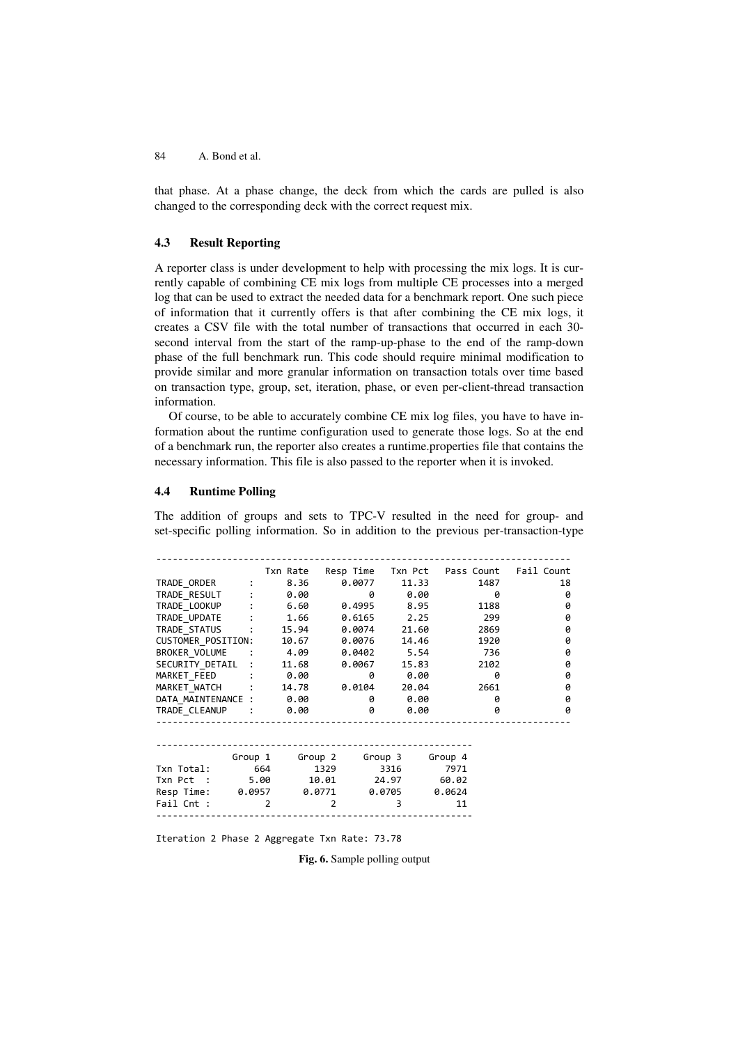that phase. At a phase change, the deck from which the cards are pulled is also changed to the corresponding deck with the correct request mix.

### 4.3 Result Reporting

A reporter class is under development to help with processing the mix logs. It is currently capable of combining CE mix logs from multiple CE processes into a merged log that can be used to extract the needed data for a benchmark report. One such piece of information that it currently offers is that after combining the CE mix logs, it creates a CSV file with the total number of transactions that occurred in each 30-second interval from the start of the ramp-up-phase to the end of the ramp-down phase of the full benchmark run. This code should require minimal modification to provide similar and more granular information on transaction totals over time based on transaction type, group, set, iteration, phase, or even per-client-thread transaction information.

Of course, to be able to accurately combine CE mix log files, you have to have information about the runtime configuration used to generate those logs. So at the end of a benchmark run, the reporter also creates a runtime.properties file that contains the necessary information. This file is also passed to the reporter when it is invoked.

### 4.4 Runtime Polling

The addition of groups and sets to TPC-V resulted in the need for group- and set-specific polling information. So in addition to the previous per-transaction-type

```
---------------------------------------------------------------------------
                    Txn Rate   Resp Time   Txn Pct   Pass Count   Fail Count
TRADE_ORDER      :      8.36      0.0077     11.33         1487           18
TRADE_RESULT     :      0.00           0      0.00            0            0
TRADE_LOOKUP     :      6.60      0.4995      8.95         1188            0
TRADE_UPDATE     :      1.66      0.6165      2.25          299            0
TRADE_STATUS     :     15.94      0.0074     21.60         2869            0
CUSTOMER_POSITION:     10.67      0.0076     14.46         1920            0
BROKER_VOLUME    :      4.09      0.0402      5.54          736            0
SECURITY_DETAIL  :     11.68      0.0067     15.83         2102            0
MARKET_FEED      :      0.00           0      0.00            0            0
MARKET_WATCH     :     14.78      0.0104     20.04         2661            0
DATA_MAINTENANCE :      0.00           0      0.00            0            0
TRADE_CLEANUP    :      0.00           0      0.00            0            0
---------------------------------------------------------------------------

---------------------------------------------------------
              Group 1     Group 2     Group 3     Group 4
Txn Total:        664        1329        3316        7971
Txn Pct  :       5.00       10.01       24.97       60.02
Resp Time:     0.0957      0.0771      0.0705      0.0624
Fail Cnt :          2           2           3          11
---------------------------------------------------------

Iteration 2 Phase 2 Aggregate Txn Rate: 73.78
```

**Fig. 6.** Sample polling output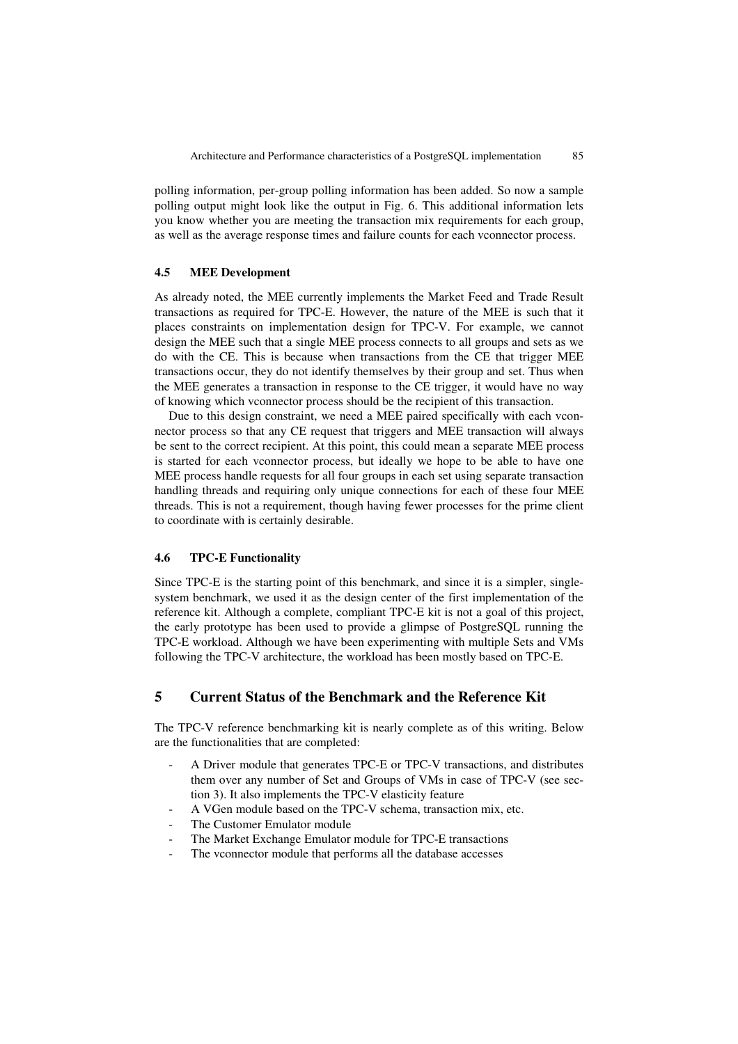polling information, per-group polling information has been added. So now a sample polling output might look like the output in Fig. 6. This additional information lets you know whether you are meeting the transaction mix requirements for each group, as well as the average response times and failure counts for each vconnector process.

### 4.5 MEE Development

As already noted, the MEE currently implements the Market Feed and Trade Result transactions as required for TPC-E. However, the nature of the MEE is such that it places constraints on implementation design for TPC-V. For example, we cannot design the MEE such that a single MEE process connects to all groups and sets as we do with the CE. This is because when transactions from the CE that trigger MEE transactions occur, they do not identify themselves by their group and set. Thus when the MEE generates a transaction in response to the CE trigger, it would have no way of knowing which vconnector process should be the recipient of this transaction.

Due to this design constraint, we need a MEE paired specifically with each vconnector process so that any CE request that triggers and MEE transaction will always be sent to the correct recipient. At this point, this could mean a separate MEE process is started for each vconnector process, but ideally we hope to be able to have one MEE process handle requests for all four groups in each set using separate transaction handling threads and requiring only unique connections for each of these four MEE threads. This is not a requirement, though having fewer processes for the prime client to coordinate with is certainly desirable.

### 4.6 TPC-E Functionality

Since TPC-E is the starting point of this benchmark, and since it is a simpler, single-system benchmark, we used it as the design center of the first implementation of the reference kit. Although a complete, compliant TPC-E kit is not a goal of this project, the early prototype has been used to provide a glimpse of PostgreSQL running the TPC-E workload. Although we have been experimenting with multiple Sets and VMs following the TPC-V architecture, the workload has been mostly based on TPC-E.

## 5 Current Status of the Benchmark and the Reference Kit

The TPC-V reference benchmarking kit is nearly complete as of this writing. Below are the functionalities that are completed:

- A Driver module that generates TPC-E or TPC-V transactions, and distributes them over any number of Set and Groups of VMs in case of TPC-V (see section 3). It also implements the TPC-V elasticity feature
- A VGen module based on the TPC-V schema, transaction mix, etc.
- The Customer Emulator module
- The Market Exchange Emulator module for TPC-E transactions
- The vconnector module that performs all the database accesses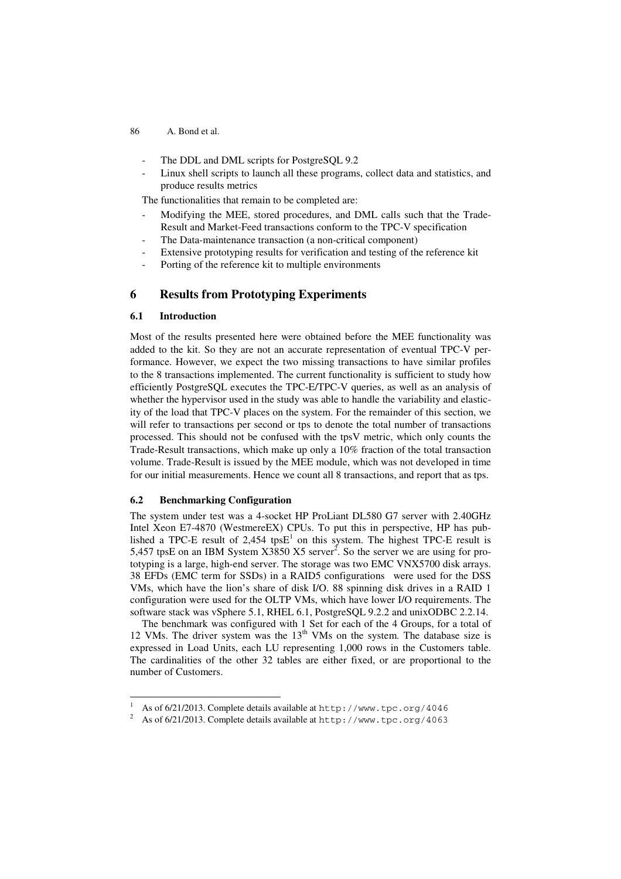- The DDL and DML scripts for PostgreSQL 9.2
- Linux shell scripts to launch all these programs, collect data and statistics, and produce results metrics

The functionalities that remain to be completed are:

- Modifying the MEE, stored procedures, and DML calls such that the Trade-Result and Market-Feed transactions conform to the TPC-V specification
- The Data-maintenance transaction (a non-critical component)
- Extensive prototyping results for verification and testing of the reference kit
- Porting of the reference kit to multiple environments

## 6 Results from Prototyping Experiments

### 6.1 Introduction

Most of the results presented here were obtained before the MEE functionality was added to the kit. So they are not an accurate representation of eventual TPC-V performance. However, we expect the two missing transactions to have similar profiles to the 8 transactions implemented. The current functionality is sufficient to study how efficiently PostgreSQL executes the TPC-E/TPC-V queries, as well as an analysis of whether the hypervisor used in the study was able to handle the variability and elasticity of the load that TPC-V places on the system. For the remainder of this section, we will refer to transactions per second or tps to denote the total number of transactions processed. This should not be confused with the tpsV metric, which only counts the Trade-Result transactions, which make up only a 10% fraction of the total transaction volume. Trade-Result is issued by the MEE module, which was not developed in time for our initial measurements. Hence we count all 8 transactions, and report that as tps.

### 6.2 Benchmarking Configuration

The system under test was a 4-socket HP ProLiant DL580 G7 server with 2.40GHz Intel Xeon E7-4870 (WestmereEX) CPUs. To put this in perspective, HP has published a TPC-E result of 2,454 tpsE[1] on this system. The highest TPC-E result is 5,457 tpsE on an IBM System X3850 X5 server[2]. So the server we are using for prototyping is a large, high-end server. The storage was two EMC VNX5700 disk arrays. 38 EFDs (EMC term for SSDs) in a RAID5 configurations were used for the DSS VMs, which have the lion's share of disk I/O. 88 spinning disk drives in a RAID 1 configuration were used for the OLTP VMs, which have lower I/O requirements. The software stack was vSphere 5.1, RHEL 6.1, PostgreSQL 9.2.2 and unixODBC 2.2.14.

The benchmark was configured with 1 Set for each of the 4 Groups, for a total of 12 VMs. The driver system was the 13th VMs on the system. The database size is expressed in Load Units, each LU representing 1,000 rows in the Customers table. The cardinalities of the other 32 tables are either fixed, or are proportional to the number of Customers.

---

[1] As of 6/21/2013. Complete details available at http://www.tpc.org/4046

[2] As of 6/21/2013. Complete details available at http://www.tpc.org/4063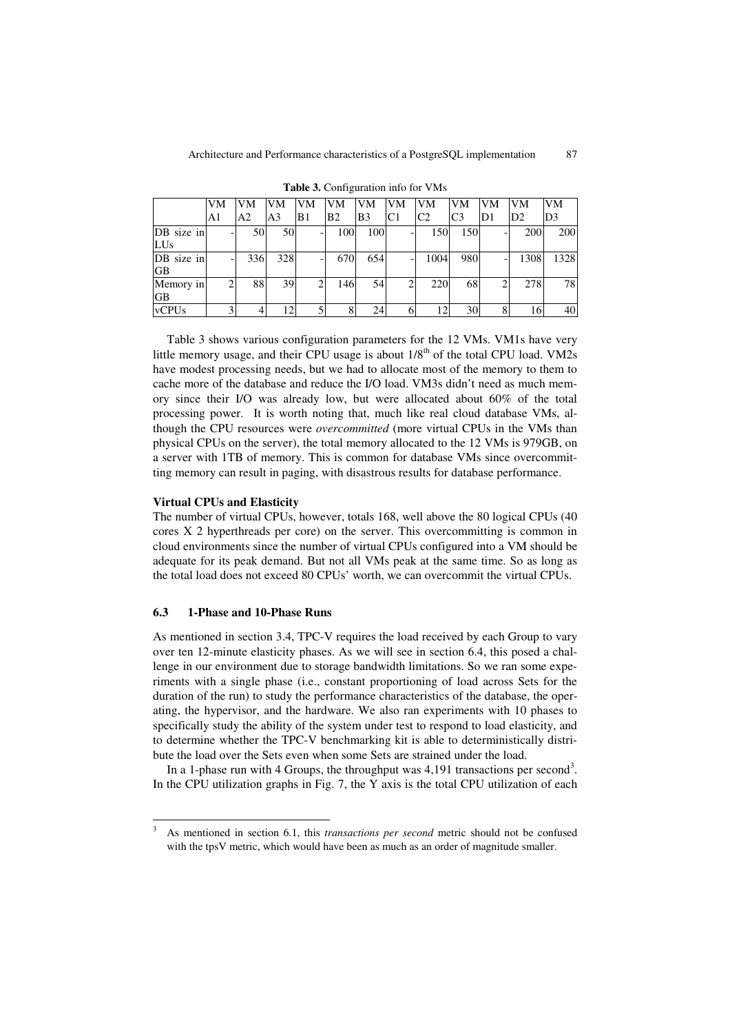**Table 3.** Configuration info for VMs

| | VM A1 | VM A2 | VM A3 | VM B1 | VM B2 | VM B3 | VM C1 | VM C2 | VM C3 | VM D1 | VM D2 | VM D3 |
|---|---|---|---|---|---|---|---|---|---|---|---|---|
| DB size in LUs | - | 50 | 50 | - | 100 | 100 | - | 150 | 150 | - | 200 | 200 |
| DB size in GB | - | 336 | 328 | - | 670 | 654 | - | 1004 | 980 | - | 1308 | 1328 |
| Memory in GB | 2 | 88 | 39 | 2 | 146 | 54 | 2 | 220 | 68 | 2 | 278 | 78 |
| vCPUs | 3 | 4 | 12 | 5 | 8 | 24 | 6 | 12 | 30 | 8 | 16 | 40 |

Table 3 shows various configuration parameters for the 12 VMs. VM1s have very little memory usage, and their CPU usage is about 1/8[th] of the total CPU load. VM2s have modest processing needs, but we had to allocate most of the memory to them to cache more of the database and reduce the I/O load. VM3s didn't need as much memory since their I/O was already low, but were allocated about 60% of the total processing power. It is worth noting that, much like real cloud database VMs, although the CPU resources were *overcommitted* (more virtual CPUs in the VMs than physical CPUs on the server), the total memory allocated to the 12 VMs is 979GB, on a server with 1TB of memory. This is common for database VMs since overcommitting memory can result in paging, with disastrous results for database performance.

**Virtual CPUs and Elasticity**

The number of virtual CPUs, however, totals 168, well above the 80 logical CPUs (40 cores X 2 hyperthreads per core) on the server. This overcommitting is common in cloud environments since the number of virtual CPUs configured into a VM should be adequate for its peak demand. But not all VMs peak at the same time. So as long as the total load does not exceed 80 CPUs' worth, we can overcommit the virtual CPUs.

### 6.3 1-Phase and 10-Phase Runs

As mentioned in section 3.4, TPC-V requires the load received by each Group to vary over ten 12-minute elasticity phases. As we will see in section 6.4, this posed a challenge in our environment due to storage bandwidth limitations. So we ran some experiments with a single phase (i.e., constant proportioning of load across Sets for the duration of the run) to study the performance characteristics of the database, the operating, the hypervisor, and the hardware. We also ran experiments with 10 phases to specifically study the ability of the system under test to respond to load elasticity, and to determine whether the TPC-V benchmarking kit is able to deterministically distribute the load over the Sets even when some Sets are strained under the load.

In a 1-phase run with 4 Groups, the throughput was 4,191 transactions per second[3]. In the CPU utilization graphs in Fig. 7, the Y axis is the total CPU utilization of each

[3] As mentioned in section 6.1, this *transactions per second* metric should not be confused with the tpsV metric, which would have been as much as an order of magnitude smaller.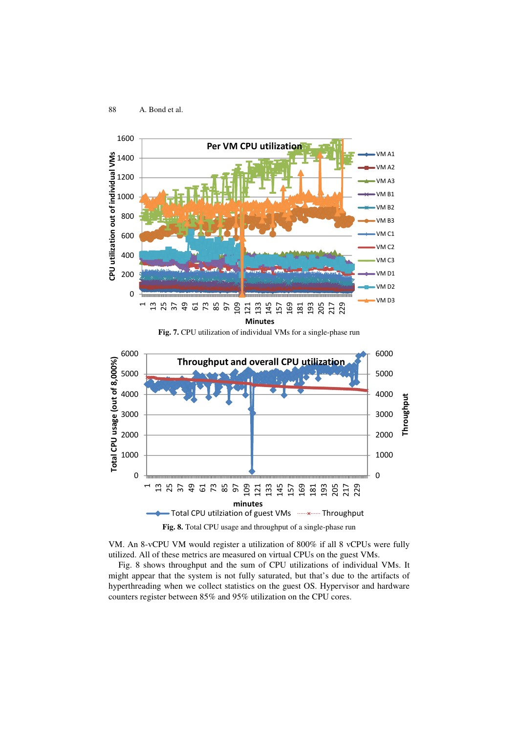**Fig. 7.** CPU utilization of individual VMs for a single-phase run

**Fig. 8.** Total CPU usage and throughput of a single-phase run

VM. An 8-vCPU VM would register a utilization of 800% if all 8 vCPUs were fully utilized. All of these metrics are measured on virtual CPUs on the guest VMs.

Fig. 8 shows throughput and the sum of CPU utilizations of individual VMs. It might appear that the system is not fully saturated, but that's due to the artifacts of hyperthreading when we collect statistics on the guest OS. Hypervisor and hardware counters register between 85% and 95% utilization on the CPU cores.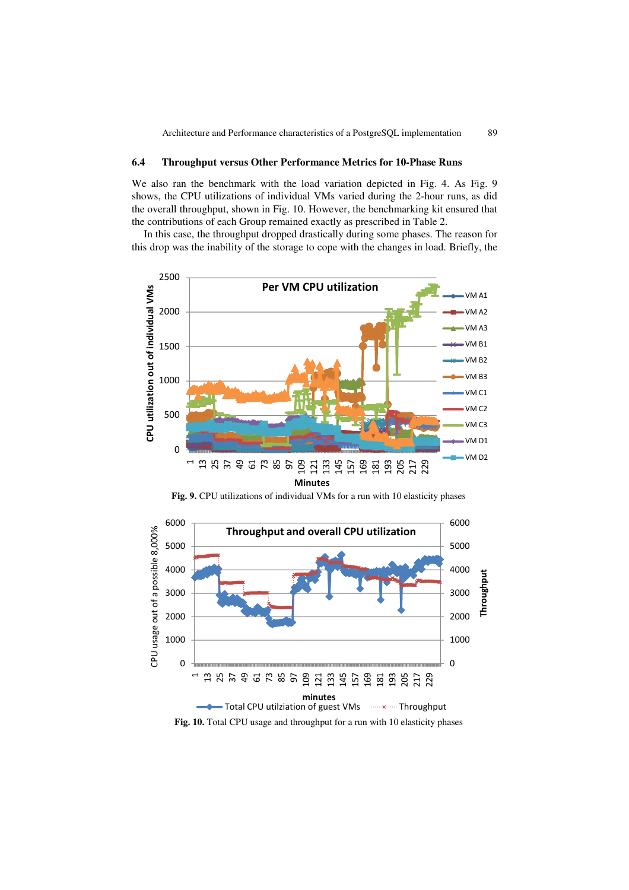### 6.4 Throughput versus Other Performance Metrics for 10-Phase Runs

We also ran the benchmark with the load variation depicted in Fig. 4. As Fig. 9 shows, the CPU utilizations of individual VMs varied during the 2-hour runs, as did the overall throughput, shown in Fig. 10. However, the benchmarking kit ensured that the contributions of each Group remained exactly as prescribed in Table 2.

In this case, the throughput dropped drastically during some phases. The reason for this drop was the inability of the storage to cope with the changes in load. Briefly, the

**Fig. 9.** CPU utilizations of individual VMs for a run with 10 elasticity phases

**Fig. 10.** Total CPU usage and throughput for a run with 10 elasticity phases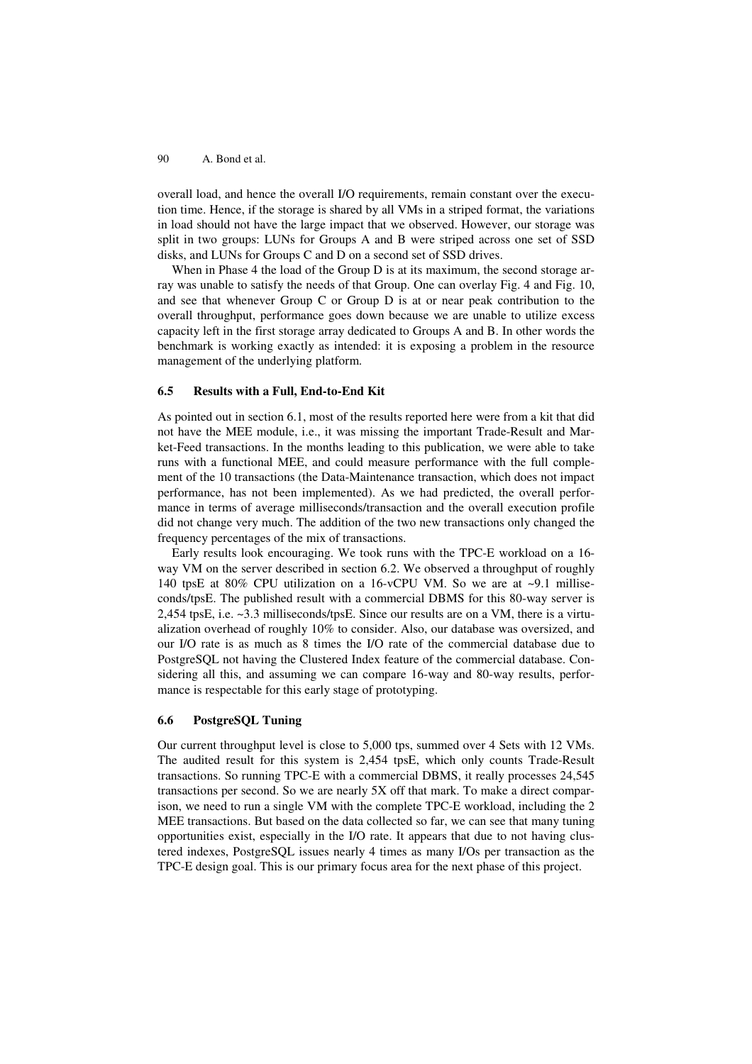overall load, and hence the overall I/O requirements, remain constant over the execution time. Hence, if the storage is shared by all VMs in a striped format, the variations in load should not have the large impact that we observed. However, our storage was split in two groups: LUNs for Groups A and B were striped across one set of SSD disks, and LUNs for Groups C and D on a second set of SSD drives.

When in Phase 4 the load of the Group D is at its maximum, the second storage array was unable to satisfy the needs of that Group. One can overlay Fig. 4 and Fig. 10, and see that whenever Group C or Group D is at or near peak contribution to the overall throughput, performance goes down because we are unable to utilize excess capacity left in the first storage array dedicated to Groups A and B. In other words the benchmark is working exactly as intended: it is exposing a problem in the resource management of the underlying platform.

### 6.5 Results with a Full, End-to-End Kit

As pointed out in section 6.1, most of the results reported here were from a kit that did not have the MEE module, i.e., it was missing the important Trade-Result and Market-Feed transactions. In the months leading to this publication, we were able to take runs with a functional MEE, and could measure performance with the full complement of the 10 transactions (the Data-Maintenance transaction, which does not impact performance, has not been implemented). As we had predicted, the overall performance in terms of average milliseconds/transaction and the overall execution profile did not change very much. The addition of the two new transactions only changed the frequency percentages of the mix of transactions.

Early results look encouraging. We took runs with the TPC-E workload on a 16-way VM on the server described in section 6.2. We observed a throughput of roughly 140 tpsE at 80% CPU utilization on a 16-vCPU VM. So we are at ~9.1 milliseconds/tpsE. The published result with a commercial DBMS for this 80-way server is 2,454 tpsE, i.e. ~3.3 milliseconds/tpsE. Since our results are on a VM, there is a virtualization overhead of roughly 10% to consider. Also, our database was oversized, and our I/O rate is as much as 8 times the I/O rate of the commercial database due to PostgreSQL not having the Clustered Index feature of the commercial database. Considering all this, and assuming we can compare 16-way and 80-way results, performance is respectable for this early stage of prototyping.

### 6.6 PostgreSQL Tuning

Our current throughput level is close to 5,000 tps, summed over 4 Sets with 12 VMs. The audited result for this system is 2,454 tpsE, which only counts Trade-Result transactions. So running TPC-E with a commercial DBMS, it really processes 24,545 transactions per second. So we are nearly 5X off that mark. To make a direct comparison, we need to run a single VM with the complete TPC-E workload, including the 2 MEE transactions. But based on the data collected so far, we can see that many tuning opportunities exist, especially in the I/O rate. It appears that due to not having clustered indexes, PostgreSQL issues nearly 4 times as many I/Os per transaction as the TPC-E design goal. This is our primary focus area for the next phase of this project.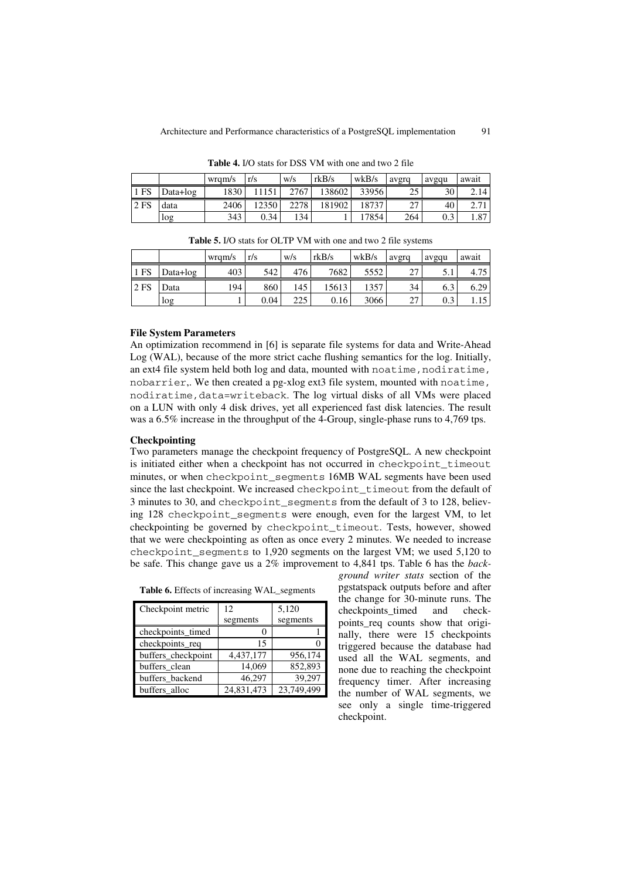**Table 4.** I/O stats for DSS VM with one and two 2 file

| | | wrqm/s | r/s | w/s | rkB/s | wkB/s | avgrq | avgqu | await |
|---|---|---|---|---|---|---|---|---|---|
| 1 FS | Data+log | 1830 | 11151 | 2767 | 138602 | 33956 | 25 | 30 | 2.14 |
| 2 FS | data | 2406 | 12350 | 2278 | 181902 | 18737 | 27 | 40 | 2.71 |
| | log | 343 | 0.34 | 134 | 1 | 17854 | 264 | 0.3 | 1.87 |

**Table 5.** I/O stats for OLTP VM with one and two 2 file systems

| | | wrqm/s | r/s | w/s | rkB/s | wkB/s | avgrq | avgqu | await |
|---|---|---|---|---|---|---|---|---|---|
| 1 FS | Data+log | 403 | 542 | 476 | 7682 | 5552 | 27 | 5.1 | 4.75 |
| 2 FS | Data | 194 | 860 | 145 | 15613 | 1357 | 34 | 6.3 | 6.29 |
| | log | 1 | 0.04 | 225 | 0.16 | 3066 | 27 | 0.3 | 1.15 |

**File System Parameters**

An optimization recommend in [6] is separate file systems for data and Write-Ahead Log (WAL), because of the more strict cache flushing semantics for the log. Initially, an ext4 file system held both log and data, mounted with `noatime,nodiratime, nobarrier`,. We then created a pg-xlog ext3 file system, mounted with `noatime, nodiratime,data=writeback`. The log virtual disks of all VMs were placed on a LUN with only 4 disk drives, yet all experienced fast disk latencies. The result was a 6.5% increase in the throughput of the 4-Group, single-phase runs to 4,769 tps.

**Checkpointing**

Two parameters manage the checkpoint frequency of PostgreSQL. A new checkpoint is initiated either when a checkpoint has not occurred in `checkpoint_timeout` minutes, or when `checkpoint_segments` 16MB WAL segments have been used since the last checkpoint. We increased `checkpoint_timeout` from the default of 3 minutes to 30, and `checkpoint_segments` from the default of 3 to 128, believing 128 `checkpoint_segments` were enough, even for the largest VM, to let checkpointing be governed by `checkpoint_timeout`. Tests, however, showed that we were checkpointing as often as once every 2 minutes. We needed to increase `checkpoint_segments` to 1,920 segments on the largest VM; we used 5,120 to be safe. This change gave us a 2% improvement to 4,841 tps. Table 6 has the *background writer stats* section of the pgstatspack outputs before and after the change for 30-minute runs. The checkpoints_timed and checkpoints_req counts show that originally, there were 15 checkpoints triggered because the database had used all the WAL segments, and none due to reaching the checkpoint frequency timer. After increasing the number of WAL segments, we see only a single time-triggered checkpoint.

**Table 6.** Effects of increasing WAL_segments

| Checkpoint metric | 12 segments | 5,120 segments |
|---|---|---|
| checkpoints_timed | 0 | 1 |
| checkpoints_req | 15 | 0 |
| buffers_checkpoint | 4,437,177 | 956,174 |
| buffers_clean | 14,069 | 852,893 |
| buffers_backend | 46,297 | 39,297 |
| buffers_alloc | 24,831,473 | 23,749,499 |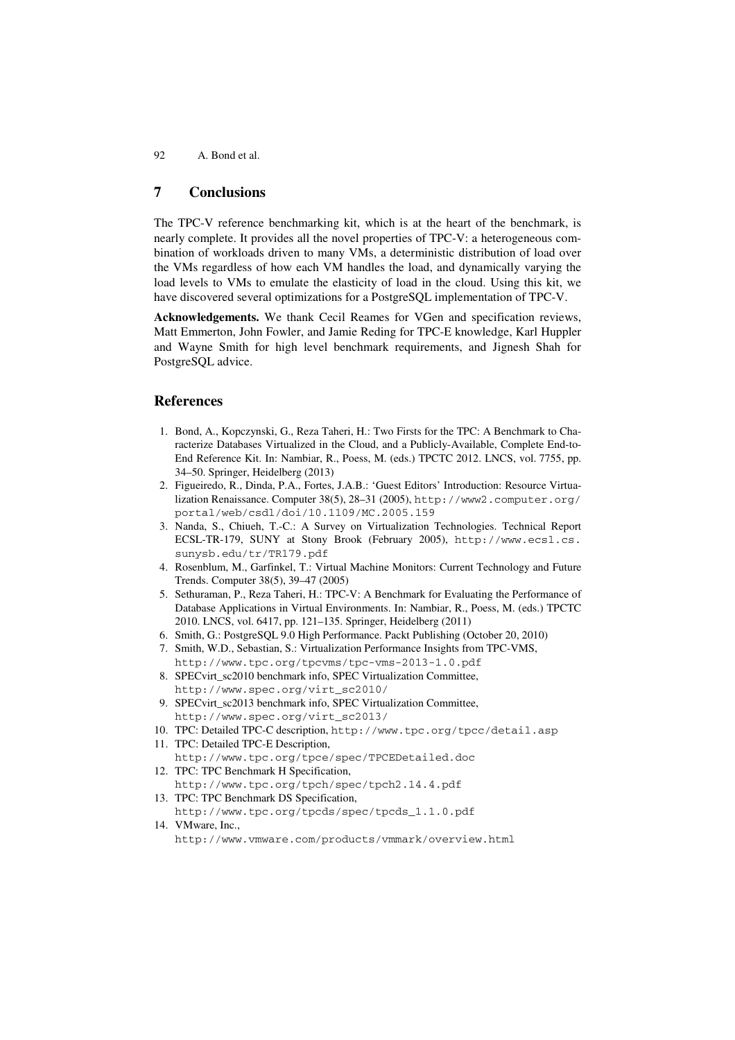## 7 Conclusions

The TPC-V reference benchmarking kit, which is at the heart of the benchmark, is nearly complete. It provides all the novel properties of TPC-V: a heterogeneous combination of workloads driven to many VMs, a deterministic distribution of load over the VMs regardless of how each VM handles the load, and dynamically varying the load levels to VMs to emulate the elasticity of load in the cloud. Using this kit, we have discovered several optimizations for a PostgreSQL implementation of TPC-V.

**Acknowledgements.** We thank Cecil Reames for VGen and specification reviews, Matt Emmerton, John Fowler, and Jamie Reding for TPC-E knowledge, Karl Huppler and Wayne Smith for high level benchmark requirements, and Jignesh Shah for PostgreSQL advice.

## References

1. Bond, A., Kopczynski, G., Reza Taheri, H.: Two Firsts for the TPC: A Benchmark to Characterize Databases Virtualized in the Cloud, and a Publicly-Available, Complete End-to-End Reference Kit. In: Nambiar, R., Poess, M. (eds.) TPCTC 2012. LNCS, vol. 7755, pp. 34–50. Springer, Heidelberg (2013)
2. Figueiredo, R., Dinda, P.A., Fortes, J.A.B.: 'Guest Editors' Introduction: Resource Virtualization Renaissance. Computer 38(5), 28–31 (2005), http://www2.computer.org/portal/web/csdl/doi/10.1109/MC.2005.159
3. Nanda, S., Chiueh, T.-C.: A Survey on Virtualization Technologies. Technical Report ECSL-TR-179, SUNY at Stony Brook (February 2005), http://www.ecsl.cs.sunysb.edu/tr/TR179.pdf
4. Rosenblum, M., Garfinkel, T.: Virtual Machine Monitors: Current Technology and Future Trends. Computer 38(5), 39–47 (2005)
5. Sethuraman, P., Reza Taheri, H.: TPC-V: A Benchmark for Evaluating the Performance of Database Applications in Virtual Environments. In: Nambiar, R., Poess, M. (eds.) TPCTC 2010. LNCS, vol. 6417, pp. 121–135. Springer, Heidelberg (2011)
6. Smith, G.: PostgreSQL 9.0 High Performance. Packt Publishing (October 20, 2010)
7. Smith, W.D., Sebastian, S.: Virtualization Performance Insights from TPC-VMS, http://www.tpc.org/tpcvms/tpc-vms-2013-1.0.pdf
8. SPECvirt_sc2010 benchmark info, SPEC Virtualization Committee, http://www.spec.org/virt_sc2010/
9. SPECvirt_sc2013 benchmark info, SPEC Virtualization Committee, http://www.spec.org/virt_sc2013/
10. TPC: Detailed TPC-C description, http://www.tpc.org/tpcc/detail.asp
11. TPC: Detailed TPC-E Description, http://www.tpc.org/tpce/spec/TPCEDetailed.doc
12. TPC: TPC Benchmark H Specification, http://www.tpc.org/tpch/spec/tpch2.14.4.pdf
13. TPC: TPC Benchmark DS Specification, http://www.tpc.org/tpcds/spec/tpcds_1.1.0.pdf
14. VMware, Inc., http://www.vmware.com/products/vmmark/overview.html